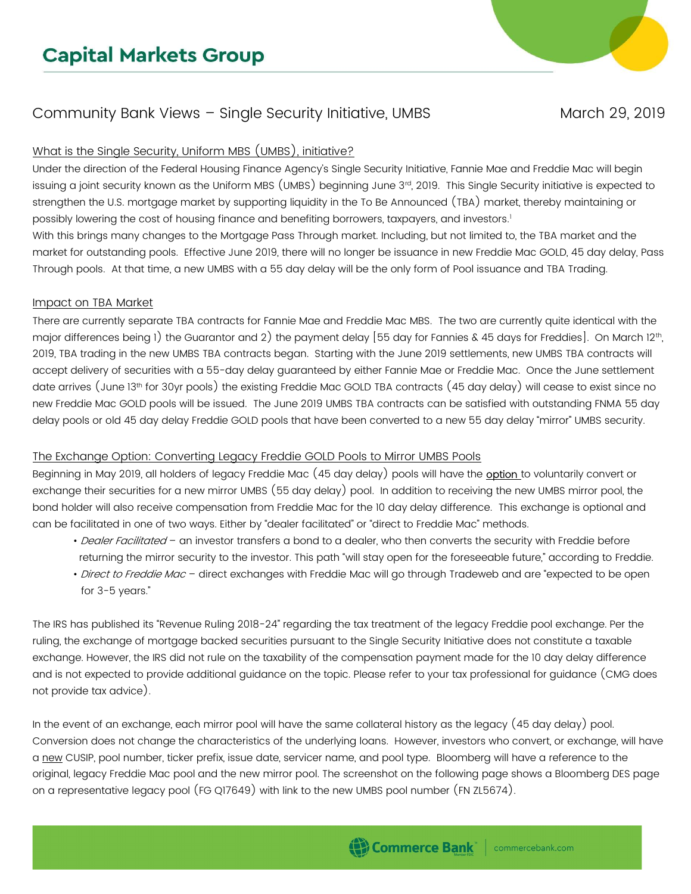# Capital Markets Group

## Community Bank Views – Single Security Initiative, UMBS

March 29, 2019

### What is the Single Security, Uniform MBS (UMBS), initiative?

Under the direction of the Federal Housing Finance Agency's Single Security Initiative, Fannie Mae and Freddie Mac will begin issuing a joint security known as the Uniform MBS (UMBS) beginning June 3rd, 2019. This Single Security initiative is expected to strengthen the U.S. mortgage market by supporting liquidity in the To Be Announced (TBA) market, thereby maintaining or possibly lowering the cost of housing finance and benefiting borrowers, taxpayers, and investors.[1]

With this brings many changes to the Mortgage Pass Through market. Including, but not limited to, the TBA market and the market for outstanding pools. Effective June 2019, there will no longer be issuance in new Freddie Mac GOLD, 45 day delay, Pass Through pools. At that time, a new UMBS with a 55 day delay will be the only form of Pool issuance and TBA Trading.

### Impact on TBA Market

There are currently separate TBA contracts for Fannie Mae and Freddie Mac MBS. The two are currently quite identical with the major differences being 1) the Guarantor and 2) the payment delay [55 day for Fannies & 45 days for Freddies]. On March 12th, 2019, TBA trading in the new UMBS TBA contracts began. Starting with the June 2019 settlements, new UMBS TBA contracts will accept delivery of securities with a 55-day delay guaranteed by either Fannie Mae or Freddie Mac. Once the June settlement date arrives (June 13th for 30yr pools) the existing Freddie Mac GOLD TBA contracts (45 day delay) will cease to exist since no new Freddie Mac GOLD pools will be issued. The June 2019 UMBS TBA contracts can be satisfied with outstanding FNMA 55 day delay pools or old 45 day delay Freddie GOLD pools that have been converted to a new 55 day delay "mirror" UMBS security.

### The Exchange Option: Converting Legacy Freddie GOLD Pools to Mirror UMBS Pools

Beginning in May 2019, all holders of legacy Freddie Mac (45 day delay) pools will have the option to voluntarily convert or exchange their securities for a new mirror UMBS (55 day delay) pool. In addition to receiving the new UMBS mirror pool, the bond holder will also receive compensation from Freddie Mac for the 10 day delay difference. This exchange is optional and can be facilitated in one of two ways. Either by "dealer facilitated" or "direct to Freddie Mac" methods.

- *Dealer Facilitated* – an investor transfers a bond to a dealer, who then converts the security with Freddie before returning the mirror security to the investor. This path "will stay open for the foreseeable future," according to Freddie.
- *Direct to Freddie Mac* – direct exchanges with Freddie Mac will go through Tradeweb and are "expected to be open for 3-5 years."

The IRS has published its "Revenue Ruling 2018-24" regarding the tax treatment of the legacy Freddie pool exchange. Per the ruling, the exchange of mortgage backed securities pursuant to the Single Security Initiative does not constitute a taxable exchange. However, the IRS did not rule on the taxability of the compensation payment made for the 10 day delay difference and is not expected to provide additional guidance on the topic. Please refer to your tax professional for guidance (CMG does not provide tax advice).

In the event of an exchange, each mirror pool will have the same collateral history as the legacy (45 day delay) pool. Conversion does not change the characteristics of the underlying loans. However, investors who convert, or exchange, will have a new CUSIP, pool number, ticker prefix, issue date, servicer name, and pool type. Bloomberg will have a reference to the original, legacy Freddie Mac pool and the new mirror pool. The screenshot on the following page shows a Bloomberg DES page on a representative legacy pool (FG Q17649) with link to the new UMBS pool number (FN ZL5674).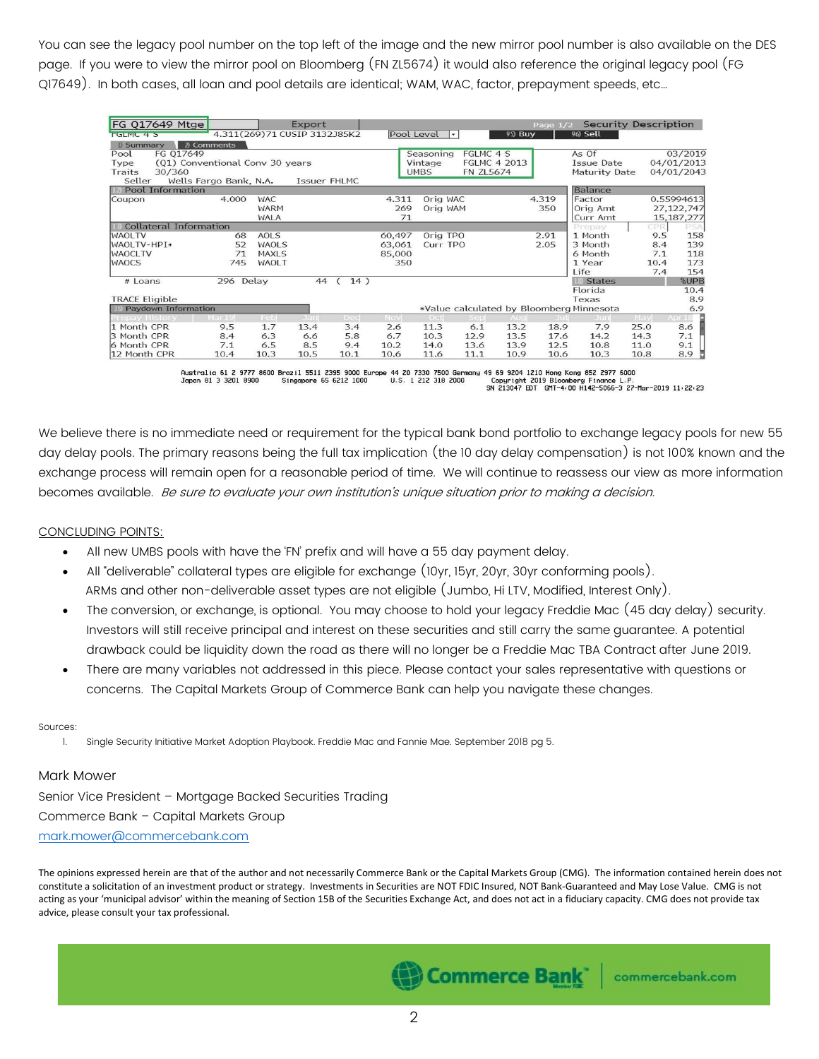You can see the legacy pool number on the top left of the image and the new mirror pool number is also available on the DES page. If you were to view the mirror pool on Bloomberg (FN ZL5674) it would also reference the original legacy pool (FG Q17649). In both cases, all loan and pool details are identical; WAM, WAC, factor, prepayment speeds, etc…

FG Q17649 Mtge | Export | Page 1/2 Security Description
FGLMC 4 S | 4.311(269)71 CUSIP 3132J85K2 | Pool Level | 95) Buy | 96) Sell
1) Summary | 2) Comments

| | | | |
|---|---|---|---|
| Pool | FG Q17649 | Seasoning | FGLMC 4 S |
| Type | (Q1) Conventional Conv 30 years | Vintage | FGLMC 4 2013 |
| Traits | 30/360 | UMBS | FN ZL5674 |
| Seller | Wells Fargo Bank, N.A. | Issuer | FHLMC |

As Of 03/2019
Issue Date 04/01/2013
Maturity Date 04/01/2043

12) Pool Information

| | | | | | |
|---|---|---|---|---|---|
| Coupon | 4.000 | WAC | 4.311 | Orig WAC | 4.319 |
| | | WARM | 269 | Orig WAM | 350 |
| | | WALA | 71 | | |

Balance

| | |
|---|---|
| Factor | 0.55994613 |
| Orig Amt | 27,122,747 |
| Curr Amt | 15,187,277 |

13) Collateral Information

| | | | | | |
|---|---|---|---|---|---|
| WAOLTV | 68 | AOLS | 60,497 | Orig TPO | 2.91 |
| WAOLTV-HPI* | 52 | WAOLS | 63,061 | Curr TPO | 2.05 |
| WAOCLTV | 71 | MAXLS | 85,000 | | |
| WAOCS | 745 | WAOLT | 350 | | |
| # Loans | 296 | Delay | 44 ( 14 ) | | |

TRACE Eligible

| Prepay | CPR | PSA |
|---|---|---|
| 1 Month | 9.5 | 158 |
| 3 Month | 8.4 | 139 |
| 6 Month | 7.1 | 118 |
| 1 Year | 10.4 | 173 |
| Life | 7.4 | 154 |

| 18) States | %UPB |
|---|---|
| Florida | 10.4 |
| Texas | 8.9 |
| Minnesota | 6.9 |

19) Paydown Information | *Value calculated by Bloomberg

| Prepay History | Mar 19 | Feb | Jan | Dec | Nov | Oct | Sep | Aug | Jul | Jun | May | Apr 18 |
|---|---|---|---|---|---|---|---|---|---|---|---|---|
| 1 Month CPR | 9.5 | 1.7 | 13.4 | 3.4 | 2.6 | 11.3 | 6.1 | 13.2 | 18.9 | 7.9 | 25.0 | 8.6 |
| 3 Month CPR | 8.4 | 6.3 | 6.6 | 5.8 | 6.7 | 10.3 | 12.9 | 13.5 | 17.6 | 14.2 | 14.3 | 7.1 |
| 6 Month CPR | 7.1 | 6.5 | 8.5 | 9.4 | 10.2 | 14.0 | 13.6 | 13.9 | 12.5 | 10.8 | 11.0 | 9.1 |
| 12 Month CPR | 10.4 | 10.3 | 10.5 | 10.1 | 10.6 | 11.6 | 11.1 | 10.9 | 10.6 | 10.3 | 10.8 | 8.9 |

Australia 61 2 9777 8600 Brazil 5511 2395 9000 Europe 44 20 7330 7500 Germany 49 69 9204 1210 Hong Kong 852 2977 6000
Japan 81 3 3201 8900 Singapore 65 6212 1000 U.S. 1 212 318 2000 Copyright 2019 Bloomberg Finance L.P.
SN 213047 EDT GMT-4:00 H142-5066-3 27-Mar-2019 11:22:23

We believe there is no immediate need or requirement for the typical bank bond portfolio to exchange legacy pools for new 55 day delay pools. The primary reasons being the full tax implication (the 10 day delay compensation) is not 100% known and the exchange process will remain open for a reasonable period of time. We will continue to reassess our view as more information becomes available. *Be sure to evaluate your own institution's unique situation prior to making a decision.*

CONCLUDING POINTS:

- All new UMBS pools with have the 'FN' prefix and will have a 55 day payment delay.
- All "deliverable" collateral types are eligible for exchange (10yr, 15yr, 20yr, 30yr conforming pools). ARMs and other non-deliverable asset types are not eligible (Jumbo, Hi LTV, Modified, Interest Only).
- The conversion, or exchange, is optional. You may choose to hold your legacy Freddie Mac (45 day delay) security. Investors will still receive principal and interest on these securities and still carry the same guarantee. A potential drawback could be liquidity down the road as there will no longer be a Freddie Mac TBA Contract after June 2019.
- There are many variables not addressed in this piece. Please contact your sales representative with questions or concerns. The Capital Markets Group of Commerce Bank can help you navigate these changes.

Sources:

1. Single Security Initiative Market Adoption Playbook. Freddie Mac and Fannie Mae. September 2018 pg 5.

Mark Mower
Senior Vice President – Mortgage Backed Securities Trading
Commerce Bank – Capital Markets Group
mark.mower@commercebank.com

The opinions expressed herein are that of the author and not necessarily Commerce Bank or the Capital Markets Group (CMG). The information contained herein does not constitute a solicitation of an investment product or strategy. Investments in Securities are NOT FDIC Insured, NOT Bank-Guaranteed and May Lose Value. CMG is not acting as your 'municipal advisor' within the meaning of Section 15B of the Securities Exchange Act, and does not act in a fiduciary capacity. CMG does not provide tax advice, please consult your tax professional.

Commerce Bank | commercebank.com